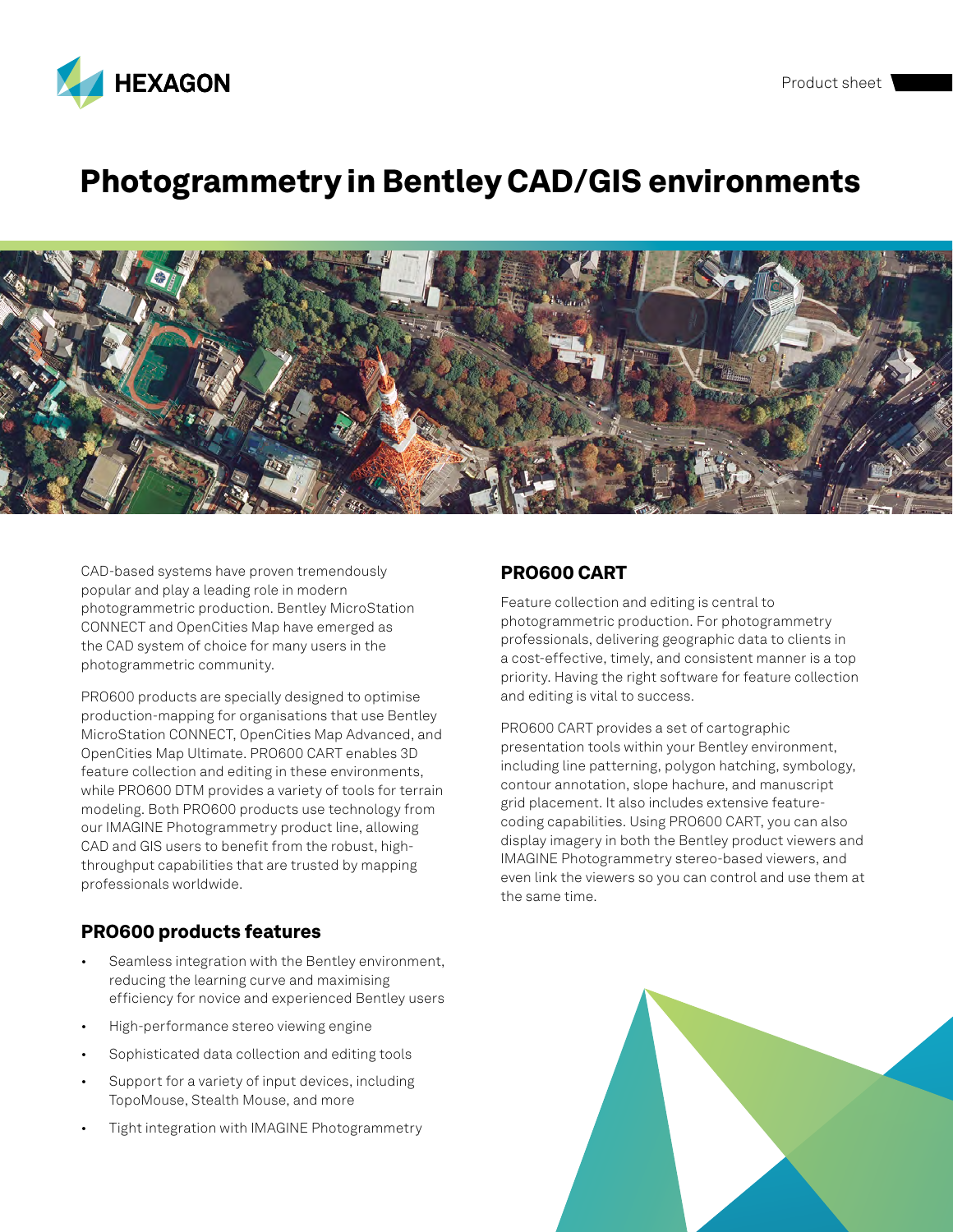# Photogrammetry in Bentley CAD/GIS environments

CAD-based systems have proven tremendously popular and play a leading role in modern photogrammetric production. Bentley MicroStation CONNECT and OpenCities Map have emerged as the CAD system of choice for many users in the photogrammetric community.

PRO600 products are specially designed to optimise production-mapping for organisations that use Bentley MicroStation CONNECT, OpenCities Map Advanced, and OpenCities Map Ultimate. PRO600 CART enables 3D feature collection and editing in these environments, while PRO600 DTM provides a variety of tools for terrain modeling. Both PRO600 products use technology from our IMAGINE Photogrammetry product line, allowing CAD and GIS users to benefit from the robust, high-throughput capabilities that are trusted by mapping professionals worldwide.

## PRO600 products features

- Seamless integration with the Bentley environment, reducing the learning curve and maximising efficiency for novice and experienced Bentley users
- High-performance stereo viewing engine
- Sophisticated data collection and editing tools
- Support for a variety of input devices, including TopoMouse, Stealth Mouse, and more
- Tight integration with IMAGINE Photogrammetry

## PRO600 CART

Feature collection and editing is central to photogrammetric production. For photogrammetry professionals, delivering geographic data to clients in a cost-effective, timely, and consistent manner is a top priority. Having the right software for feature collection and editing is vital to success.

PRO600 CART provides a set of cartographic presentation tools within your Bentley environment, including line patterning, polygon hatching, symbology, contour annotation, slope hachure, and manuscript grid placement. It also includes extensive feature-coding capabilities. Using PRO600 CART, you can also display imagery in both the Bentley product viewers and IMAGINE Photogrammetry stereo-based viewers, and even link the viewers so you can control and use them at the same time.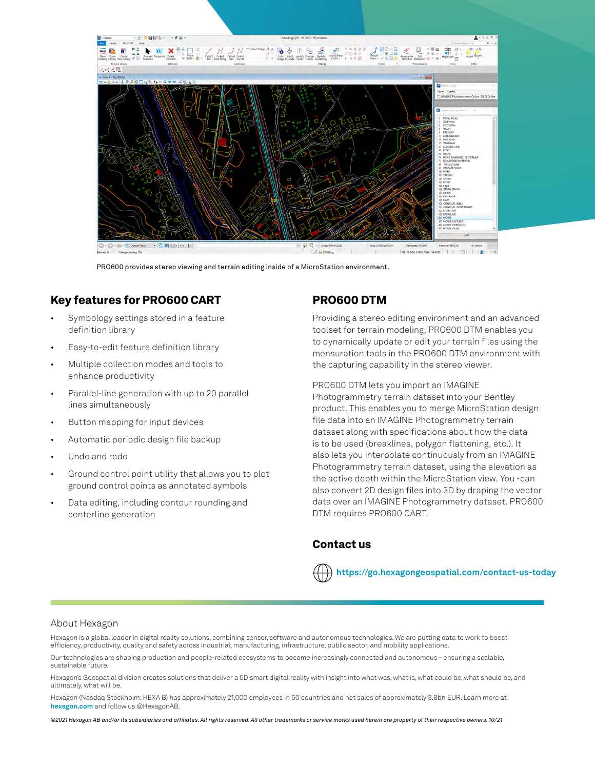PRO600 provides stereo viewing and terrain editing inside of a MicroStation environment.

## Key features for PRO600 CART

- Symbology settings stored in a feature definition library
- Easy-to-edit feature definition library
- Multiple collection modes and tools to enhance productivity
- Parallel-line generation with up to 20 parallel lines simultaneously
- Button mapping for input devices
- Automatic periodic design file backup
- Undo and redo
- Ground control point utility that allows you to plot ground control points as annotated symbols
- Data editing, including contour rounding and centerline generation

## PRO600 DTM

Providing a stereo editing environment and an advanced toolset for terrain modeling, PRO600 DTM enables you to dynamically update or edit your terrain files using the mensuration tools in the PRO600 DTM environment with the capturing capability in the stereo viewer.

PRO600 DTM lets you import an IMAGINE Photogrammetry terrain dataset into your Bentley product. This enables you to merge MicroStation design file data into an IMAGINE Photogrammetry terrain dataset along with specifications about how the data is to be used (breaklines, polygon flattening, etc.). It also lets you interpolate continuously from an IMAGINE Photogrammetry terrain dataset, using the elevation as the active depth within the MicroStation view. You -can also convert 2D design files into 3D by draping the vector data over an IMAGINE Photogrammetry dataset. PRO600 DTM requires PRO600 CART.

## Contact us

https://go.hexagongeospatial.com/contact-us-today

### About Hexagon

Hexagon is a global leader in digital reality solutions, combining sensor, software and autonomous technologies. We are putting data to work to boost efficiency, productivity, quality and safety across industrial, manufacturing, infrastructure, public sector, and mobility applications.

Our technologies are shaping production and people-related ecosystems to become increasingly connected and autonomous – ensuring a scalable, sustainable future.

Hexagon's Geospatial division creates solutions that deliver a 5D smart digital reality with insight into what was, what is, what could be, what should be, and ultimately, what will be.

Hexagon (Nasdaq Stockholm: HEXA B) has approximately 21,000 employees in 50 countries and net sales of approximately 3.8bn EUR. Learn more at **hexagon.com** and follow us @HexagonAB.

*©2021 Hexagon AB and/or its subsidiaries and affiliates. All rights reserved. All other trademarks or service marks used herein are property of their respective owners. 10/21*